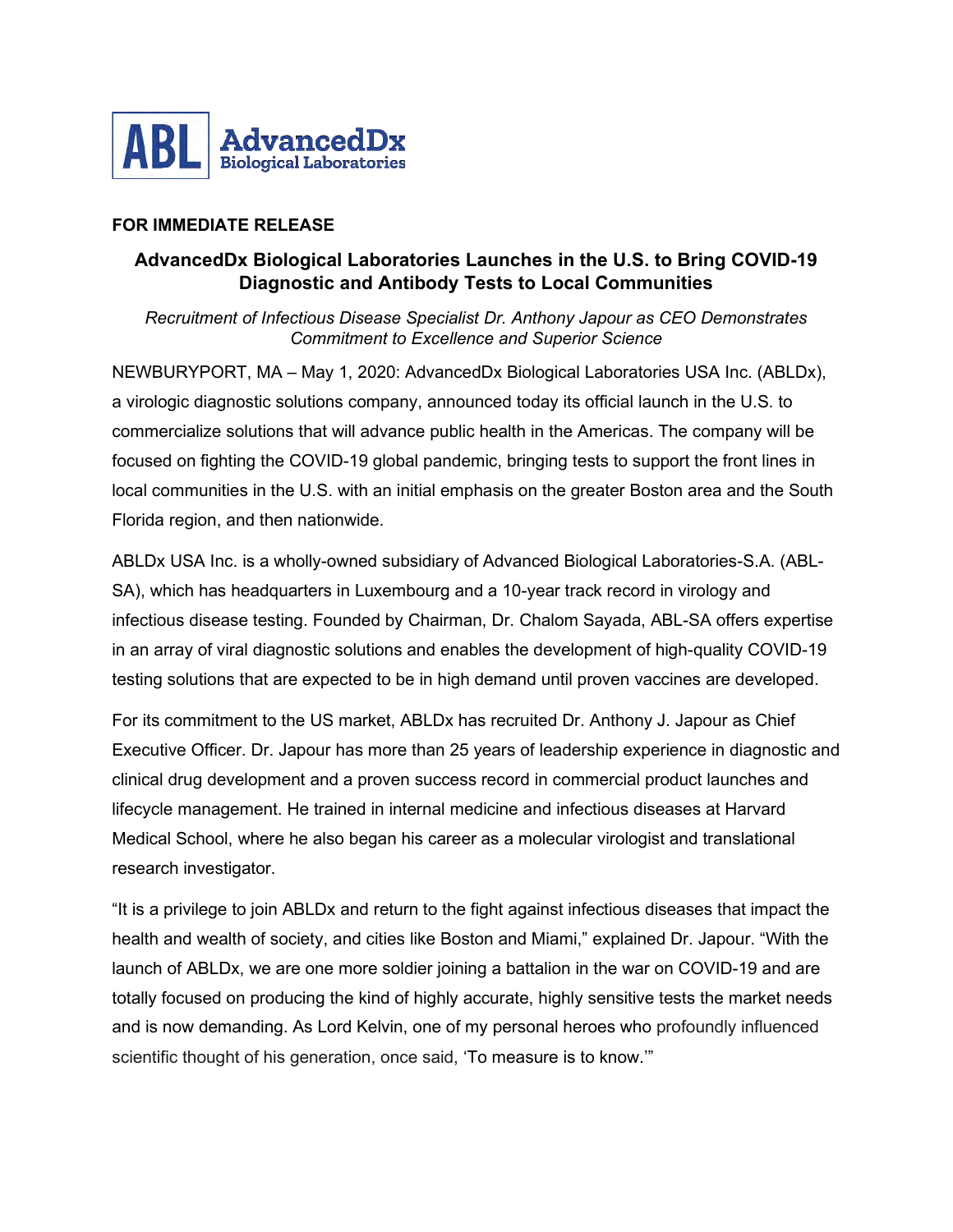**ABL AdvancedDx Biological Laboratories**

**FOR IMMEDIATE RELEASE**

## AdvancedDx Biological Laboratories Launches in the U.S. to Bring COVID-19 Diagnostic and Antibody Tests to Local Communities

*Recruitment of Infectious Disease Specialist Dr. Anthony Japour as CEO Demonstrates Commitment to Excellence and Superior Science*

NEWBURYPORT, MA – May 1, 2020: AdvancedDx Biological Laboratories USA Inc. (ABLDx), a virologic diagnostic solutions company, announced today its official launch in the U.S. to commercialize solutions that will advance public health in the Americas. The company will be focused on fighting the COVID-19 global pandemic, bringing tests to support the front lines in local communities in the U.S. with an initial emphasis on the greater Boston area and the South Florida region, and then nationwide.

ABLDx USA Inc. is a wholly-owned subsidiary of Advanced Biological Laboratories-S.A. (ABL-SA), which has headquarters in Luxembourg and a 10-year track record in virology and infectious disease testing. Founded by Chairman, Dr. Chalom Sayada, ABL-SA offers expertise in an array of viral diagnostic solutions and enables the development of high-quality COVID-19 testing solutions that are expected to be in high demand until proven vaccines are developed.

For its commitment to the US market, ABLDx has recruited Dr. Anthony J. Japour as Chief Executive Officer. Dr. Japour has more than 25 years of leadership experience in diagnostic and clinical drug development and a proven success record in commercial product launches and lifecycle management. He trained in internal medicine and infectious diseases at Harvard Medical School, where he also began his career as a molecular virologist and translational research investigator.

"It is a privilege to join ABLDx and return to the fight against infectious diseases that impact the health and wealth of society, and cities like Boston and Miami," explained Dr. Japour. "With the launch of ABLDx, we are one more soldier joining a battalion in the war on COVID-19 and are totally focused on producing the kind of highly accurate, highly sensitive tests the market needs and is now demanding. As Lord Kelvin, one of my personal heroes who profoundly influenced scientific thought of his generation, once said, 'To measure is to know.'"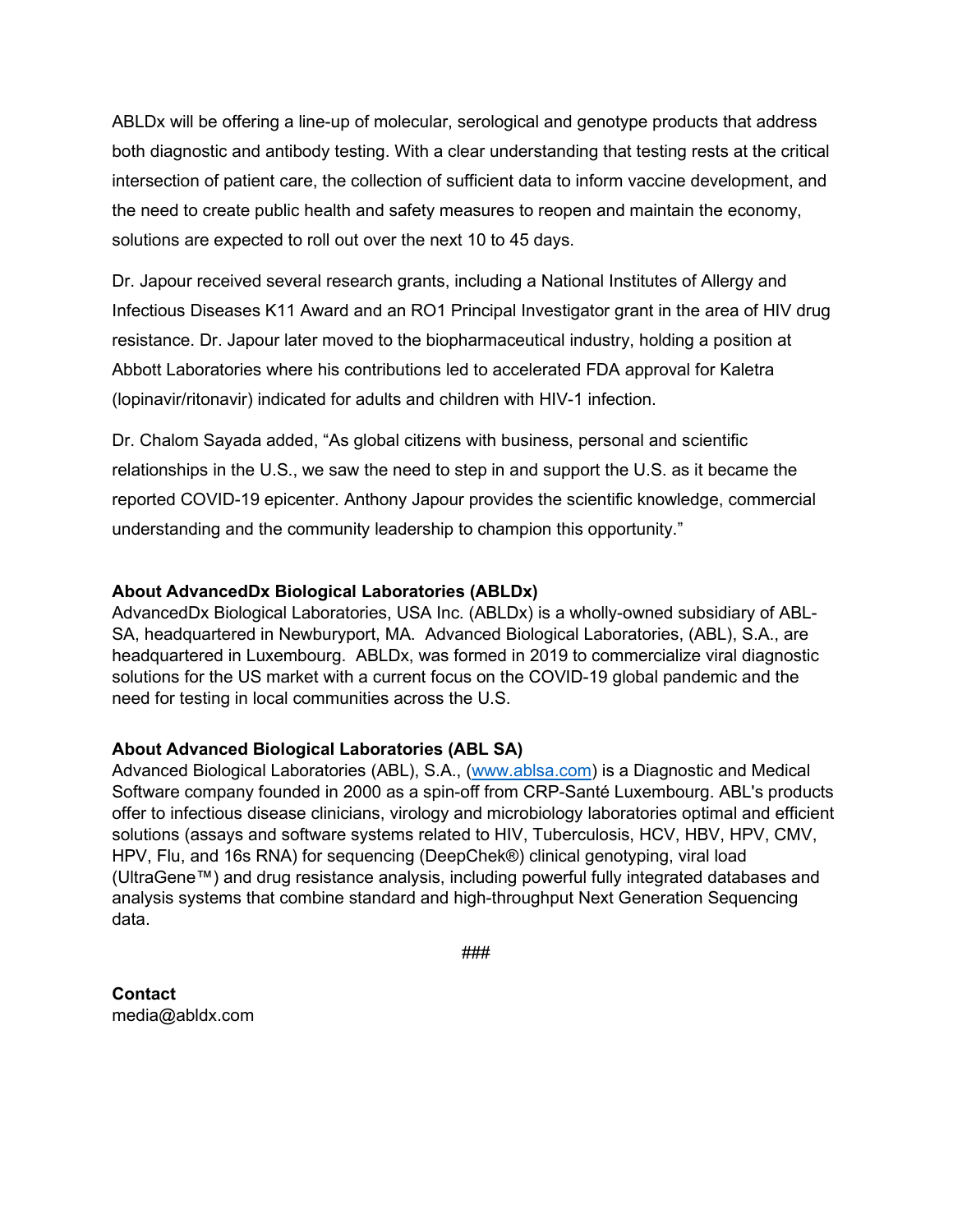ABLDx will be offering a line-up of molecular, serological and genotype products that address both diagnostic and antibody testing. With a clear understanding that testing rests at the critical intersection of patient care, the collection of sufficient data to inform vaccine development, and the need to create public health and safety measures to reopen and maintain the economy, solutions are expected to roll out over the next 10 to 45 days.

Dr. Japour received several research grants, including a National Institutes of Allergy and Infectious Diseases K11 Award and an RO1 Principal Investigator grant in the area of HIV drug resistance. Dr. Japour later moved to the biopharmaceutical industry, holding a position at Abbott Laboratories where his contributions led to accelerated FDA approval for Kaletra (lopinavir/ritonavir) indicated for adults and children with HIV-1 infection.

Dr. Chalom Sayada added, “As global citizens with business, personal and scientific relationships in the U.S., we saw the need to step in and support the U.S. as it became the reported COVID-19 epicenter. Anthony Japour provides the scientific knowledge, commercial understanding and the community leadership to champion this opportunity.”

**About AdvancedDx Biological Laboratories (ABLDx)**
AdvancedDx Biological Laboratories, USA Inc. (ABLDx) is a wholly-owned subsidiary of ABL-SA, headquartered in Newburyport, MA. Advanced Biological Laboratories, (ABL), S.A., are headquartered in Luxembourg. ABLDx, was formed in 2019 to commercialize viral diagnostic solutions for the US market with a current focus on the COVID-19 global pandemic and the need for testing in local communities across the U.S.

**About Advanced Biological Laboratories (ABL SA)**
Advanced Biological Laboratories (ABL), S.A., ([www.ablsa.com](www.ablsa.com)) is a Diagnostic and Medical Software company founded in 2000 as a spin-off from CRP-Santé Luxembourg. ABL's products offer to infectious disease clinicians, virology and microbiology laboratories optimal and efficient solutions (assays and software systems related to HIV, Tuberculosis, HCV, HBV, HPV, CMV, HPV, Flu, and 16s RNA) for sequencing (DeepChek®) clinical genotyping, viral load (UltraGene™) and drug resistance analysis, including powerful fully integrated databases and analysis systems that combine standard and high-throughput Next Generation Sequencing data.

###

**Contact**
media@abldx.com